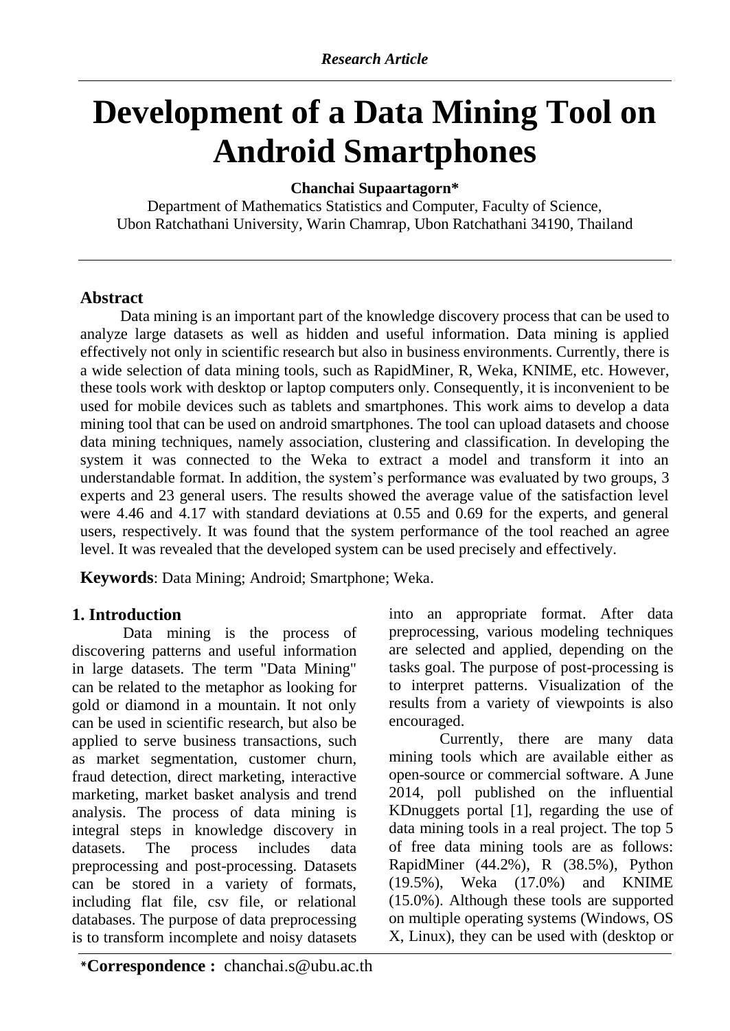*Research Article*

# Development of a Data Mining Tool on Android Smartphones

**Chanchai Supaartagorn***

Department of Mathematics Statistics and Computer, Faculty of Science,
Ubon Ratchathani University, Warin Chamrap, Ubon Ratchathani 34190, Thailand

## Abstract

Data mining is an important part of the knowledge discovery process that can be used to analyze large datasets as well as hidden and useful information. Data mining is applied effectively not only in scientific research but also in business environments. Currently, there is a wide selection of data mining tools, such as RapidMiner, R, Weka, KNIME, etc. However, these tools work with desktop or laptop computers only. Consequently, it is inconvenient to be used for mobile devices such as tablets and smartphones. This work aims to develop a data mining tool that can be used on android smartphones. The tool can upload datasets and choose data mining techniques, namely association, clustering and classification. In developing the system it was connected to the Weka to extract a model and transform it into an understandable format. In addition, the system's performance was evaluated by two groups, 3 experts and 23 general users. The results showed the average value of the satisfaction level were 4.46 and 4.17 with standard deviations at 0.55 and 0.69 for the experts, and general users, respectively. It was found that the system performance of the tool reached an agree level. It was revealed that the developed system can be used precisely and effectively.

**Keywords**: Data Mining; Android; Smartphone; Weka.

## 1. Introduction

Data mining is the process of discovering patterns and useful information in large datasets. The term "Data Mining" can be related to the metaphor as looking for gold or diamond in a mountain. It not only can be used in scientific research, but also be applied to serve business transactions, such as market segmentation, customer churn, fraud detection, direct marketing, interactive marketing, market basket analysis and trend analysis. The process of data mining is integral steps in knowledge discovery in datasets. The process includes data preprocessing and post-processing. Datasets can be stored in a variety of formats, including flat file, csv file, or relational databases. The purpose of data preprocessing is to transform incomplete and noisy datasets into an appropriate format. After data preprocessing, various modeling techniques are selected and applied, depending on the tasks goal. The purpose of post-processing is to interpret patterns. Visualization of the results from a variety of viewpoints is also encouraged.

Currently, there are many data mining tools which are available either as open-source or commercial software. A June 2014, poll published on the influential KDnuggets portal [1], regarding the use of data mining tools in a real project. The top 5 of free data mining tools are as follows: RapidMiner (44.2%), R (38.5%), Python (19.5%), Weka (17.0%) and KNIME (15.0%). Although these tools are supported on multiple operating systems (Windows, OS X, Linux), they can be used with (desktop or

***Correspondence :** chanchai.s@ubu.ac.th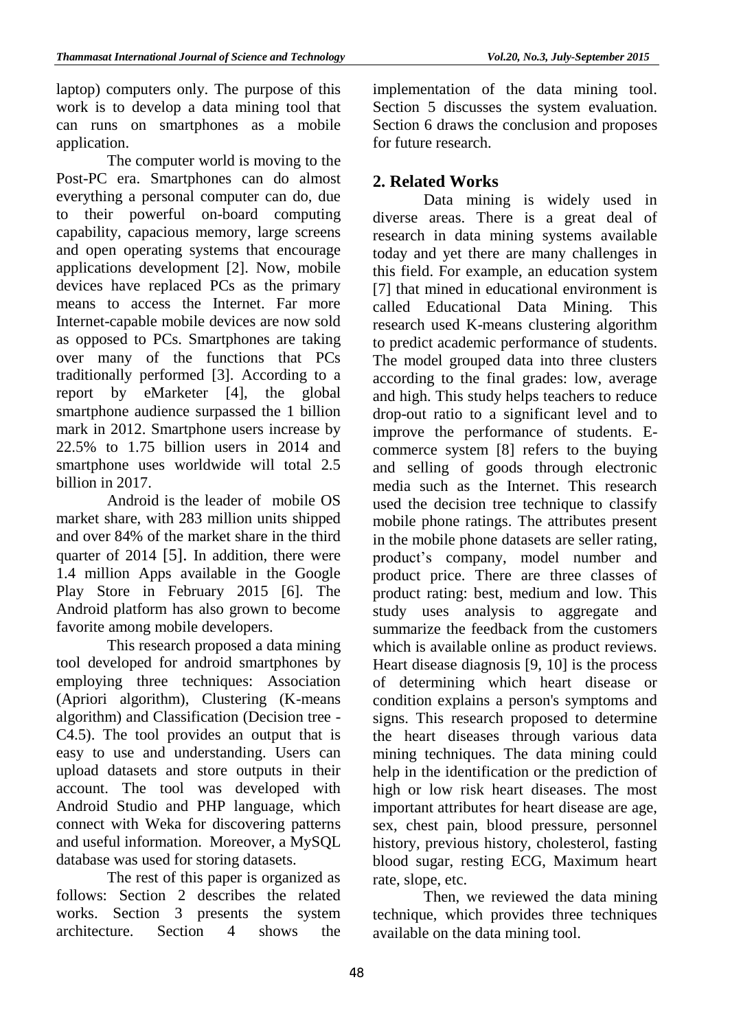laptop) computers only. The purpose of this work is to develop a data mining tool that can runs on smartphones as a mobile application.

The computer world is moving to the Post-PC era. Smartphones can do almost everything a personal computer can do, due to their powerful on-board computing capability, capacious memory, large screens and open operating systems that encourage applications development [2]. Now, mobile devices have replaced PCs as the primary means to access the Internet. Far more Internet-capable mobile devices are now sold as opposed to PCs. Smartphones are taking over many of the functions that PCs traditionally performed [3]. According to a report by eMarketer [4], the global smartphone audience surpassed the 1 billion mark in 2012. Smartphone users increase by 22.5% to 1.75 billion users in 2014 and smartphone uses worldwide will total 2.5 billion in 2017.

Android is the leader of mobile OS market share, with 283 million units shipped and over 84% of the market share in the third quarter of 2014 [5]. In addition, there were 1.4 million Apps available in the Google Play Store in February 2015 [6]. The Android platform has also grown to become favorite among mobile developers.

This research proposed a data mining tool developed for android smartphones by employing three techniques: Association (Apriori algorithm), Clustering (K-means algorithm) and Classification (Decision tree - C4.5). The tool provides an output that is easy to use and understanding. Users can upload datasets and store outputs in their account. The tool was developed with Android Studio and PHP language, which connect with Weka for discovering patterns and useful information. Moreover, a MySQL database was used for storing datasets.

The rest of this paper is organized as follows: Section 2 describes the related works. Section 3 presents the system architecture. Section 4 shows the implementation of the data mining tool. Section 5 discusses the system evaluation. Section 6 draws the conclusion and proposes for future research.

## 2. Related Works

Data mining is widely used in diverse areas. There is a great deal of research in data mining systems available today and yet there are many challenges in this field. For example, an education system [7] that mined in educational environment is called Educational Data Mining. This research used K-means clustering algorithm to predict academic performance of students. The model grouped data into three clusters according to the final grades: low, average and high. This study helps teachers to reduce drop-out ratio to a significant level and to improve the performance of students. E-commerce system [8] refers to the buying and selling of goods through electronic media such as the Internet. This research used the decision tree technique to classify mobile phone ratings. The attributes present in the mobile phone datasets are seller rating, product's company, model number and product price. There are three classes of product rating: best, medium and low. This study uses analysis to aggregate and summarize the feedback from the customers which is available online as product reviews. Heart disease diagnosis [9, 10] is the process of determining which heart disease or condition explains a person's symptoms and signs. This research proposed to determine the heart diseases through various data mining techniques. The data mining could help in the identification or the prediction of high or low risk heart diseases. The most important attributes for heart disease are age, sex, chest pain, blood pressure, personnel history, previous history, cholesterol, fasting blood sugar, resting ECG, Maximum heart rate, slope, etc.

Then, we reviewed the data mining technique, which provides three techniques available on the data mining tool.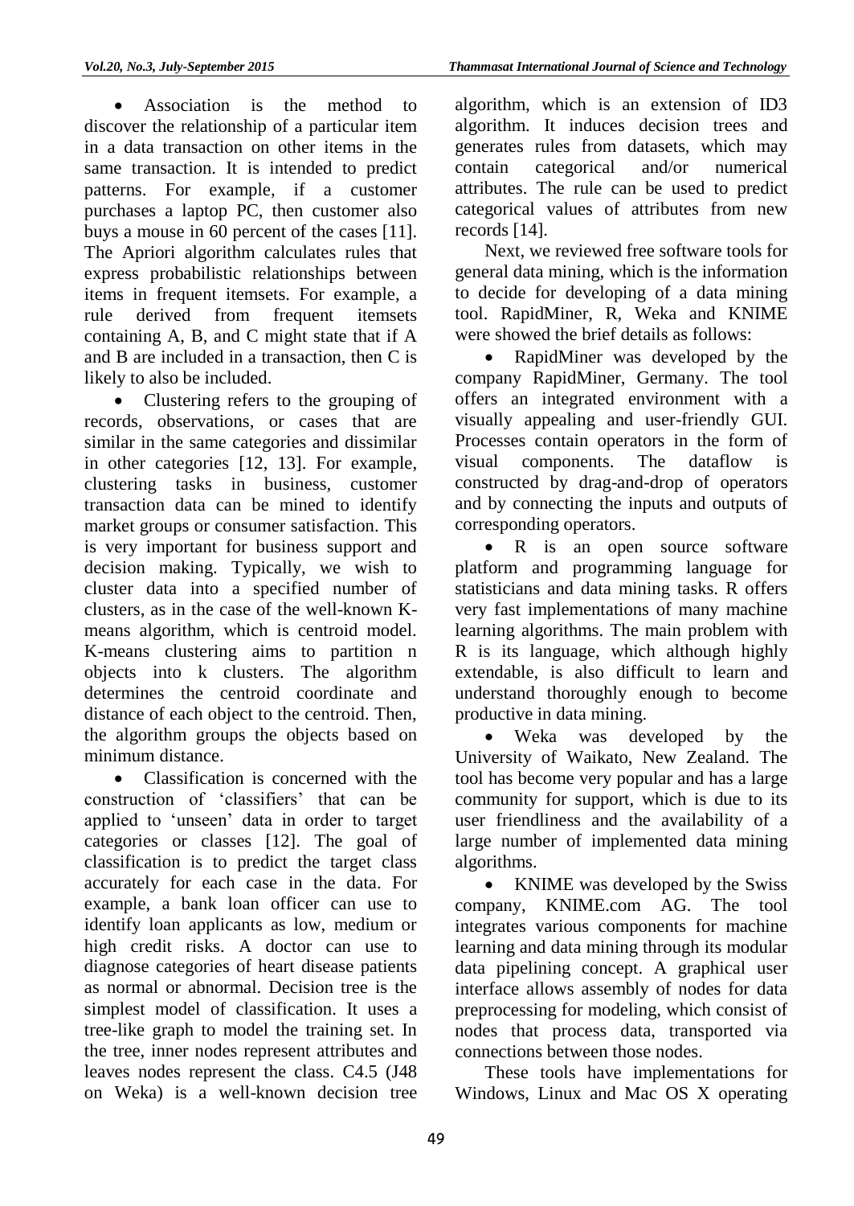- Association is the method to discover the relationship of a particular item in a data transaction on other items in the same transaction. It is intended to predict patterns. For example, if a customer purchases a laptop PC, then customer also buys a mouse in 60 percent of the cases [11]. The Apriori algorithm calculates rules that express probabilistic relationships between items in frequent itemsets. For example, a rule derived from frequent itemsets containing A, B, and C might state that if A and B are included in a transaction, then C is likely to also be included.

- Clustering refers to the grouping of records, observations, or cases that are similar in the same categories and dissimilar in other categories [12, 13]. For example, clustering tasks in business, customer transaction data can be mined to identify market groups or consumer satisfaction. This is very important for business support and decision making. Typically, we wish to cluster data into a specified number of clusters, as in the case of the well-known K-means algorithm, which is centroid model. K-means clustering aims to partition n objects into k clusters. The algorithm determines the centroid coordinate and distance of each object to the centroid. Then, the algorithm groups the objects based on minimum distance.

- Classification is concerned with the construction of 'classifiers' that can be applied to 'unseen' data in order to target categories or classes [12]. The goal of classification is to predict the target class accurately for each case in the data. For example, a bank loan officer can use to identify loan applicants as low, medium or high credit risks. A doctor can use to diagnose categories of heart disease patients as normal or abnormal. Decision tree is the simplest model of classification. It uses a tree-like graph to model the training set. In the tree, inner nodes represent attributes and leaves nodes represent the class. C4.5 (J48 on Weka) is a well-known decision tree algorithm, which is an extension of ID3 algorithm. It induces decision trees and generates rules from datasets, which may contain categorical and/or numerical attributes. The rule can be used to predict categorical values of attributes from new records [14].

Next, we reviewed free software tools for general data mining, which is the information to decide for developing of a data mining tool. RapidMiner, R, Weka and KNIME were showed the brief details as follows:

- RapidMiner was developed by the company RapidMiner, Germany. The tool offers an integrated environment with a visually appealing and user-friendly GUI. Processes contain operators in the form of visual components. The dataflow is constructed by drag-and-drop of operators and by connecting the inputs and outputs of corresponding operators.

- R is an open source software platform and programming language for statisticians and data mining tasks. R offers very fast implementations of many machine learning algorithms. The main problem with R is its language, which although highly extendable, is also difficult to learn and understand thoroughly enough to become productive in data mining.

- Weka was developed by the University of Waikato, New Zealand. The tool has become very popular and has a large community for support, which is due to its user friendliness and the availability of a large number of implemented data mining algorithms.

- KNIME was developed by the Swiss company, KNIME.com AG. The tool integrates various components for machine learning and data mining through its modular data pipelining concept. A graphical user interface allows assembly of nodes for data preprocessing for modeling, which consist of nodes that process data, transported via connections between those nodes.

These tools have implementations for Windows, Linux and Mac OS X operating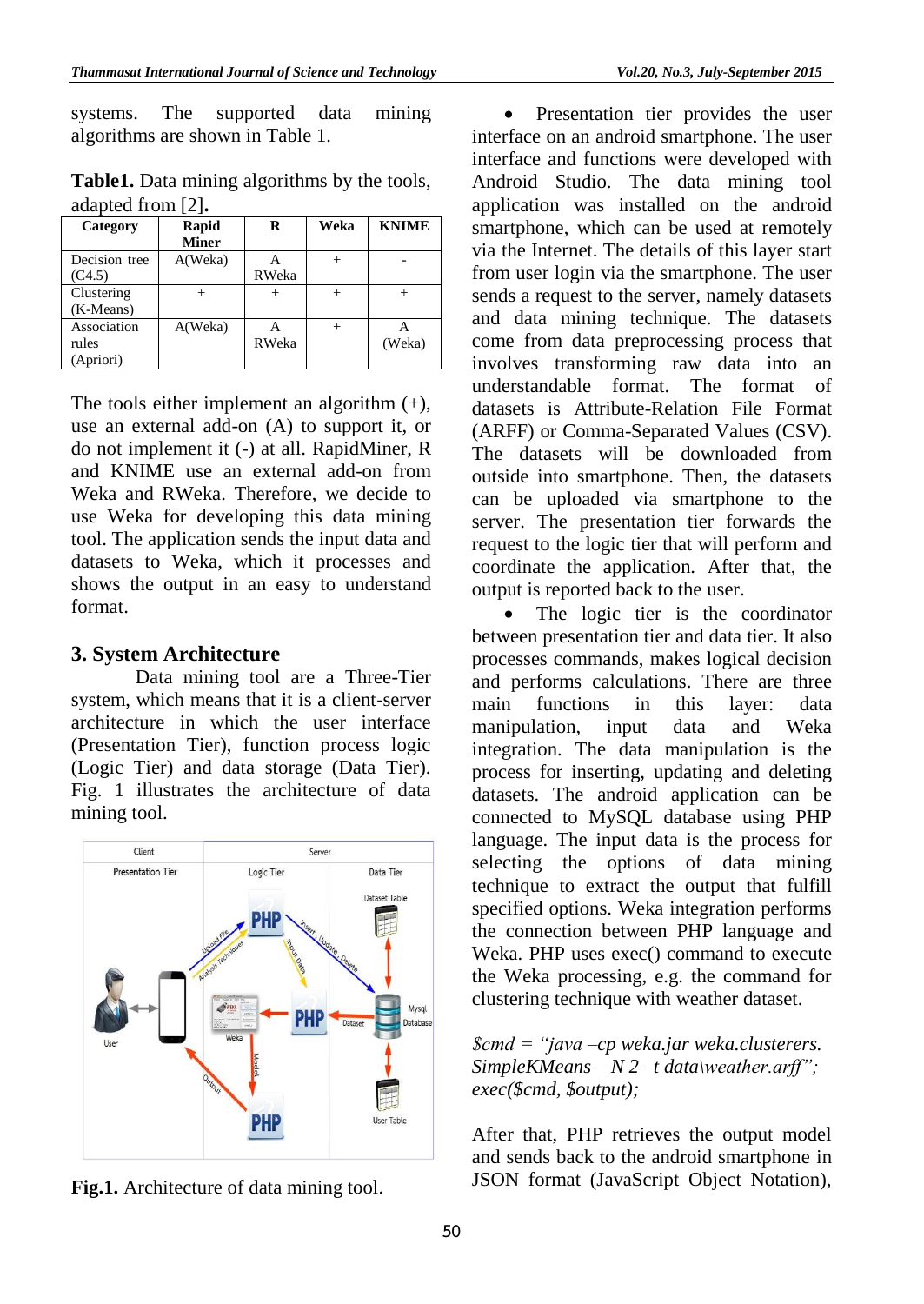systems. The supported data mining algorithms are shown in Table 1.

**Table1.** Data mining algorithms by the tools, adapted from [2]**.**

| Category | Rapid Miner | R | Weka | KNIME |
|---|---|---|---|---|
| Decision tree (C4.5) | A(Weka) | A RWeka | + | - |
| Clustering (K-Means) | + | + | + | + |
| Association rules (Apriori) | A(Weka) | A RWeka | + | A (Weka) |

The tools either implement an algorithm (+), use an external add-on (A) to support it, or do not implement it (-) at all. RapidMiner, R and KNIME use an external add-on from Weka and RWeka. Therefore, we decide to use Weka for developing this data mining tool. The application sends the input data and datasets to Weka, which it processes and shows the output in an easy to understand format.

## 3. System Architecture

Data mining tool are a Three-Tier system, which means that it is a client-server architecture in which the user interface (Presentation Tier), function process logic (Logic Tier) and data storage (Data Tier). Fig. 1 illustrates the architecture of data mining tool.

**Fig.1.** Architecture of data mining tool.

- Presentation tier provides the user interface on an android smartphone. The user interface and functions were developed with Android Studio. The data mining tool application was installed on the android smartphone, which can be used at remotely via the Internet. The details of this layer start from user login via the smartphone. The user sends a request to the server, namely datasets and data mining technique. The datasets come from data preprocessing process that involves transforming raw data into an understandable format. The format of datasets is Attribute-Relation File Format (ARFF) or Comma-Separated Values (CSV). The datasets will be downloaded from outside into smartphone. Then, the datasets can be uploaded via smartphone to the server. The presentation tier forwards the request to the logic tier that will perform and coordinate the application. After that, the output is reported back to the user.
- The logic tier is the coordinator between presentation tier and data tier. It also processes commands, makes logical decision and performs calculations. There are three main functions in this layer: data manipulation, input data and Weka integration. The data manipulation is the process for inserting, updating and deleting datasets. The android application can be connected to MySQL database using PHP language. The input data is the process for selecting the options of data mining technique to extract the output that fulfill specified options. Weka integration performs the connection between PHP language and Weka. PHP uses exec() command to execute the Weka processing, e.g. the command for clustering technique with weather dataset.

*$cmd = "java –cp weka.jar weka.clusterers. SimpleKMeans – N 2 –t data\weather.arff"; exec($cmd, $output);*

After that, PHP retrieves the output model and sends back to the android smartphone in JSON format (JavaScript Object Notation),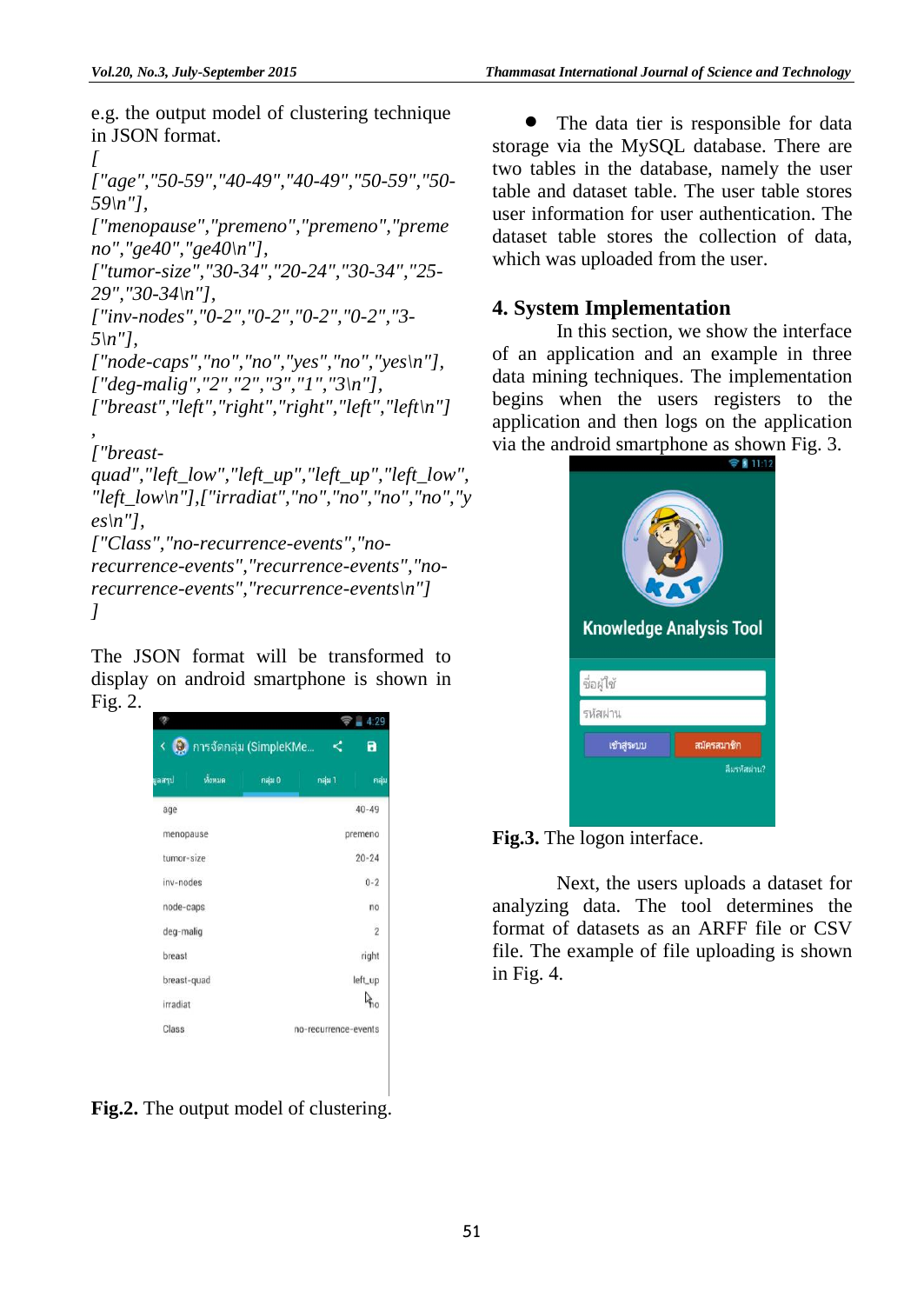e.g. the output model of clustering technique in JSON format.

```
[
["age","50-59","40-49","40-49","50-59","50-59\n"],
["menopause","premeno","premeno","premeno","ge40","ge40\n"],
["tumor-size","30-34","20-24","30-34","25-29","30-34\n"],
["inv-nodes","0-2","0-2","0-2","0-2","3-5\n"],
["node-caps","no","no","yes","no","yes\n"],
["deg-malig","2","2","3","1","3\n"],
["breast","left","right","right","left","left\n"]
,
["breast-quad","left_low","left_up","left_up","left_low","left_low\n"],["irradiat","no","no","no","no","yes\n"],
["Class","no-recurrence-events","no-recurrence-events","recurrence-events","no-recurrence-events","recurrence-events\n"]
]
```

The JSON format will be transformed to display on android smartphone is shown in Fig. 2.

**Fig.2.** The output model of clustering.

- The data tier is responsible for data storage via the MySQL database. There are two tables in the database, namely the user table and dataset table. The user table stores user information for user authentication. The dataset table stores the collection of data, which was uploaded from the user.

## 4. System Implementation

In this section, we show the interface of an application and an example in three data mining techniques. The implementation begins when the users registers to the application and then logs on the application via the android smartphone as shown Fig. 3.

**Fig.3.** The logon interface.

Next, the users uploads a dataset for analyzing data. The tool determines the format of datasets as an ARFF file or CSV file. The example of file uploading is shown in Fig. 4.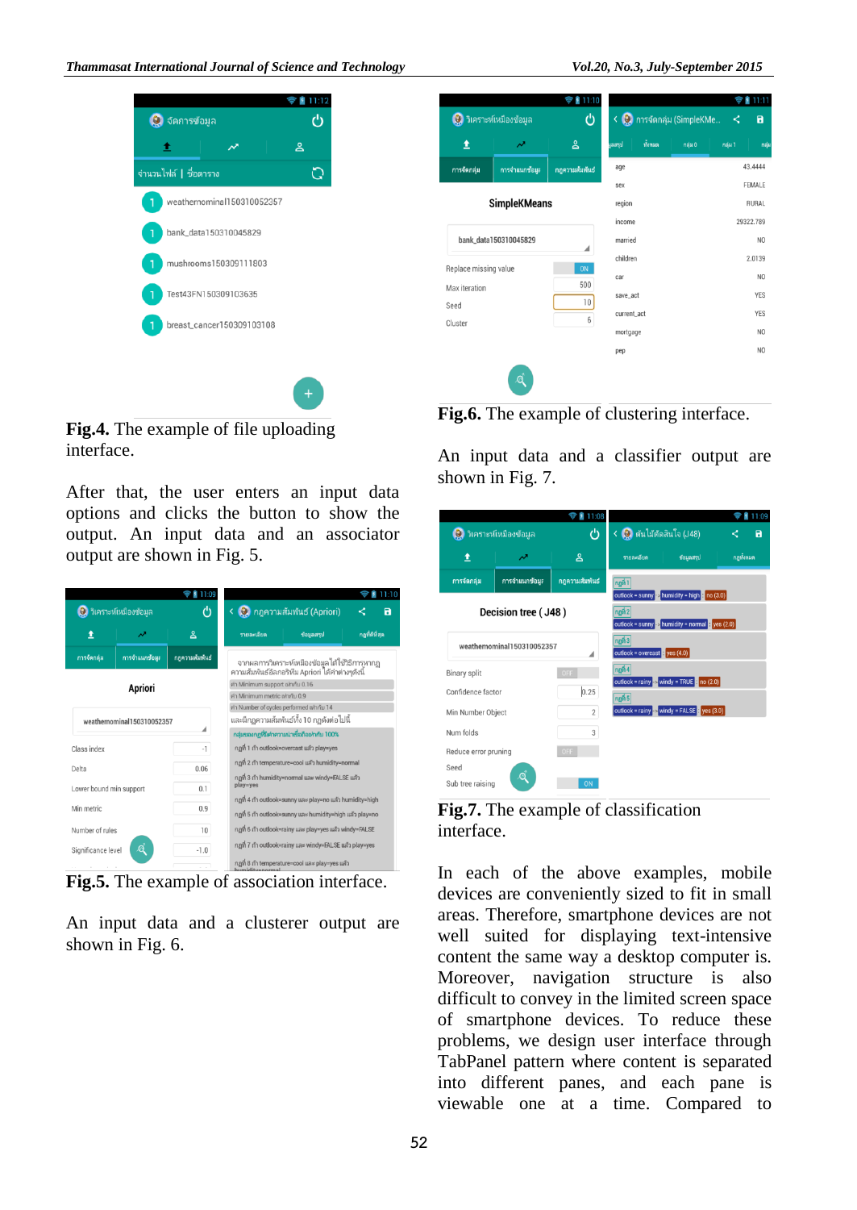**Fig.4.** The example of file uploading interface.

After that, the user enters an input data options and clicks the button to show the output. An input data and an associator output are shown in Fig. 5.

**Fig.5.** The example of association interface.

An input data and a clusterer output are shown in Fig. 6.

**Fig.6.** The example of clustering interface.

An input data and a classifier output are shown in Fig. 7.

**Fig.7.** The example of classification interface.

In each of the above examples, mobile devices are conveniently sized to fit in small areas. Therefore, smartphone devices are not well suited for displaying text-intensive content the same way a desktop computer is. Moreover, navigation structure is also difficult to convey in the limited screen space of smartphone devices. To reduce these problems, we design user interface through TabPanel pattern where content is separated into different panes, and each pane is viewable one at a time. Compared to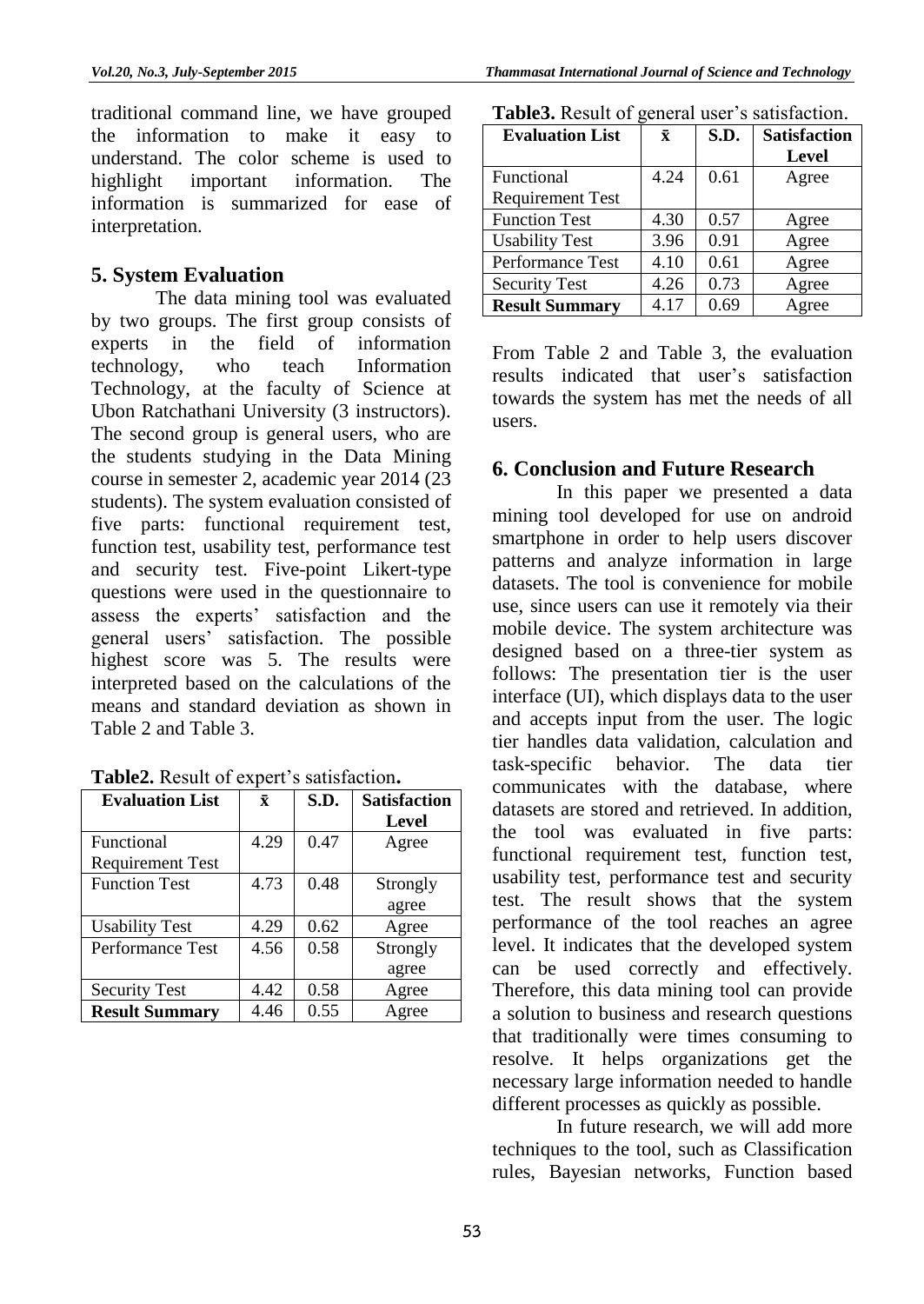traditional command line, we have grouped the information to make it easy to understand. The color scheme is used to highlight important information. The information is summarized for ease of interpretation.

## 5. System Evaluation

The data mining tool was evaluated by two groups. The first group consists of experts in the field of information technology, who teach Information Technology, at the faculty of Science at Ubon Ratchathani University (3 instructors). The second group is general users, who are the students studying in the Data Mining course in semester 2, academic year 2014 (23 students). The system evaluation consisted of five parts: functional requirement test, function test, usability test, performance test and security test. Five-point Likert-type questions were used in the questionnaire to assess the experts' satisfaction and the general users' satisfaction. The possible highest score was 5. The results were interpreted based on the calculations of the means and standard deviation as shown in Table 2 and Table 3.

**Table2.** Result of expert's satisfaction**.**

| Evaluation List | $\bar{x}$ | S.D. | Satisfaction Level |
|---|---|---|---|
| Functional Requirement Test | 4.29 | 0.47 | Agree |
| Function Test | 4.73 | 0.48 | Strongly agree |
| Usability Test | 4.29 | 0.62 | Agree |
| Performance Test | 4.56 | 0.58 | Strongly agree |
| Security Test | 4.42 | 0.58 | Agree |
| **Result Summary** | 4.46 | 0.55 | Agree |

**Table3.** Result of general user's satisfaction.

| Evaluation List | $\bar{x}$ | S.D. | Satisfaction Level |
|---|---|---|---|
| Functional Requirement Test | 4.24 | 0.61 | Agree |
| Function Test | 4.30 | 0.57 | Agree |
| Usability Test | 3.96 | 0.91 | Agree |
| Performance Test | 4.10 | 0.61 | Agree |
| Security Test | 4.26 | 0.73 | Agree |
| **Result Summary** | 4.17 | 0.69 | Agree |

From Table 2 and Table 3, the evaluation results indicated that user's satisfaction towards the system has met the needs of all users.

## 6. Conclusion and Future Research

In this paper we presented a data mining tool developed for use on android smartphone in order to help users discover patterns and analyze information in large datasets. The tool is convenience for mobile use, since users can use it remotely via their mobile device. The system architecture was designed based on a three-tier system as follows: The presentation tier is the user interface (UI), which displays data to the user and accepts input from the user. The logic tier handles data validation, calculation and task-specific behavior. The data tier communicates with the database, where datasets are stored and retrieved. In addition, the tool was evaluated in five parts: functional requirement test, function test, usability test, performance test and security test. The result shows that the system performance of the tool reaches an agree level. It indicates that the developed system can be used correctly and effectively. Therefore, this data mining tool can provide a solution to business and research questions that traditionally were times consuming to resolve. It helps organizations get the necessary large information needed to handle different processes as quickly as possible.

In future research, we will add more techniques to the tool, such as Classification rules, Bayesian networks, Function based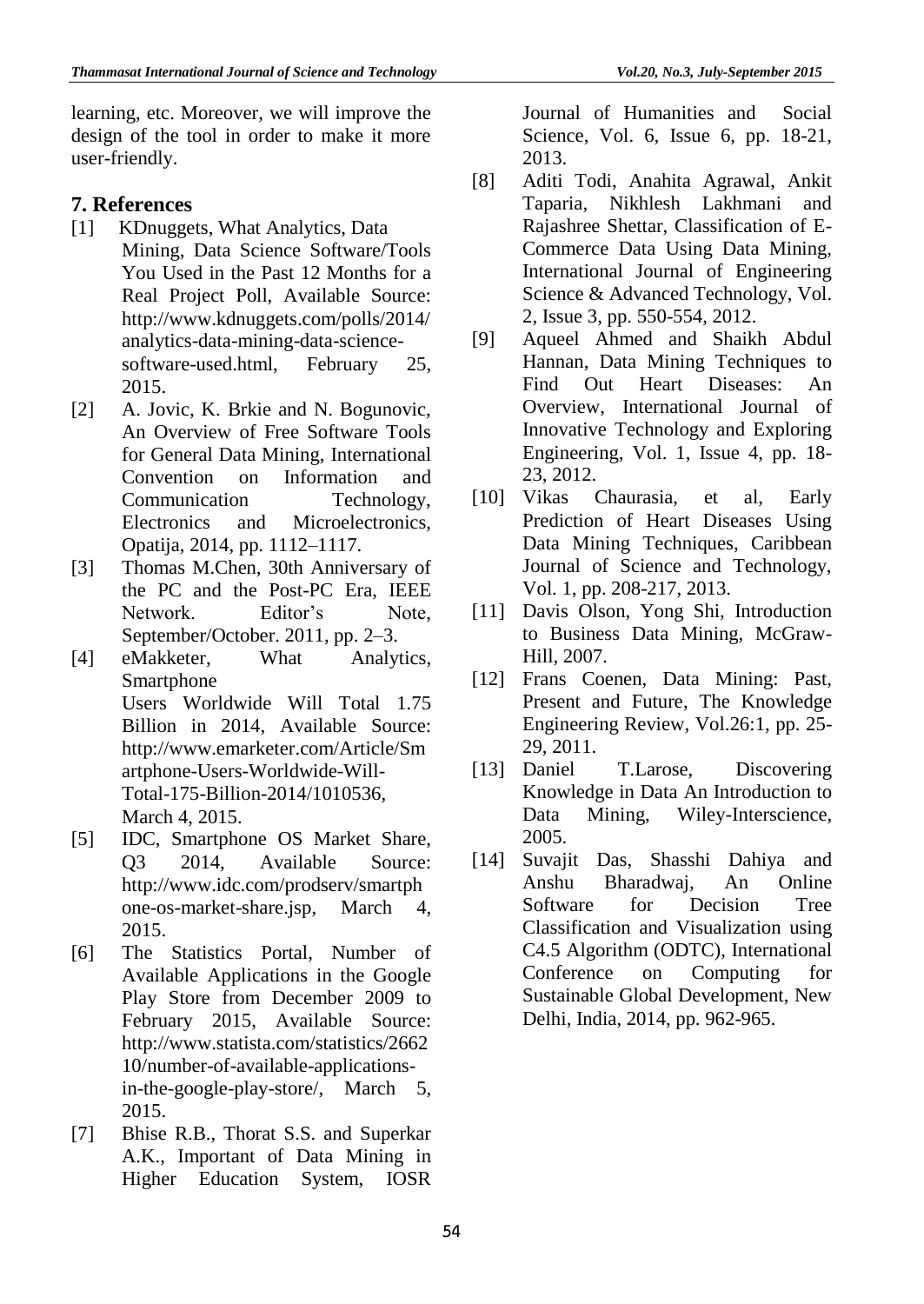learning, etc. Moreover, we will improve the design of the tool in order to make it more user-friendly.

## 7. References

[1] KDnuggets, What Analytics, Data Mining, Data Science Software/Tools You Used in the Past 12 Months for a Real Project Poll, Available Source: http://www.kdnuggets.com/polls/2014/analytics-data-mining-data-science-software-used.html, February 25, 2015.

[2] A. Jovic, K. Brkie and N. Bogunovic, An Overview of Free Software Tools for General Data Mining, International Convention on Information and Communication Technology, Electronics and Microelectronics, Opatija, 2014, pp. 1112–1117.

[3] Thomas M.Chen, 30th Anniversary of the PC and the Post-PC Era, IEEE Network. Editor's Note, September/October. 2011, pp. 2–3.

[4] eMakketer, What Analytics, Smartphone Users Worldwide Will Total 1.75 Billion in 2014, Available Source: http://www.emarketer.com/Article/Smartphone-Users-Worldwide-Will-Total-175-Billion-2014/1010536, March 4, 2015.

[5] IDC, Smartphone OS Market Share, Q3 2014, Available Source: http://www.idc.com/prodserv/smartphone-os-market-share.jsp, March 4, 2015.

[6] The Statistics Portal, Number of Available Applications in the Google Play Store from December 2009 to February 2015, Available Source: http://www.statista.com/statistics/266210/number-of-available-applications-in-the-google-play-store/, March 5, 2015.

[7] Bhise R.B., Thorat S.S. and Superkar A.K., Important of Data Mining in Higher Education System, IOSR Journal of Humanities and Social Science, Vol. 6, Issue 6, pp. 18-21, 2013.

[8] Aditi Todi, Anahita Agrawal, Ankit Taparia, Nikhlesh Lakhmani and Rajashree Shettar, Classification of E-Commerce Data Using Data Mining, International Journal of Engineering Science & Advanced Technology, Vol. 2, Issue 3, pp. 550-554, 2012.

[9] Aqueel Ahmed and Shaikh Abdul Hannan, Data Mining Techniques to Find Out Heart Diseases: An Overview, International Journal of Innovative Technology and Exploring Engineering, Vol. 1, Issue 4, pp. 18-23, 2012.

[10] Vikas Chaurasia, et al, Early Prediction of Heart Diseases Using Data Mining Techniques, Caribbean Journal of Science and Technology, Vol. 1, pp. 208-217, 2013.

[11] Davis Olson, Yong Shi, Introduction to Business Data Mining, McGraw-Hill, 2007.

[12] Frans Coenen, Data Mining: Past, Present and Future, The Knowledge Engineering Review, Vol.26:1, pp. 25-29, 2011.

[13] Daniel T.Larose, Discovering Knowledge in Data An Introduction to Data Mining, Wiley-Interscience, 2005.

[14] Suvajit Das, Shasshi Dahiya and Anshu Bharadwaj, An Online Software for Decision Tree Classification and Visualization using C4.5 Algorithm (ODTC), International Conference on Computing for Sustainable Global Development, New Delhi, India, 2014, pp. 962-965.